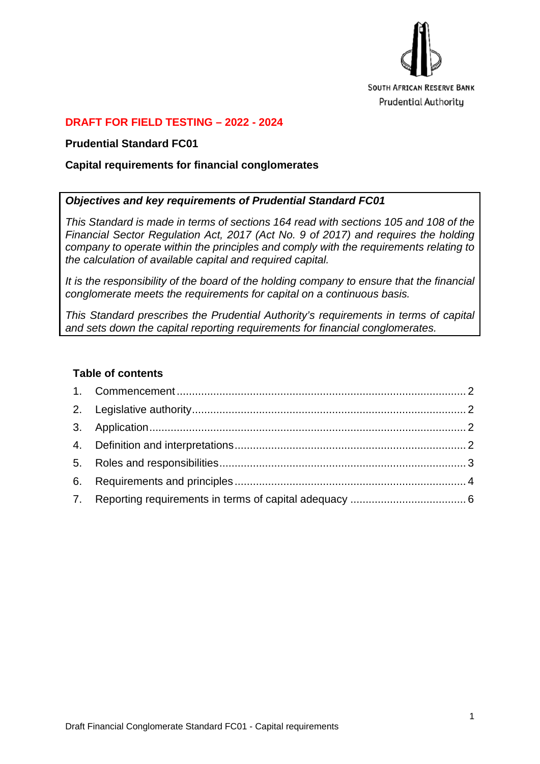SOUTH AFRICAN RESERVE BANK
Prudential Authority

**DRAFT FOR FIELD TESTING – 2022 - 2024**

**Prudential Standard FC01**

**Capital requirements for financial conglomerates**

> ***Objectives and key requirements of Prudential Standard FC01***
>
> *This Standard is made in terms of sections 164 read with sections 105 and 108 of the Financial Sector Regulation Act, 2017 (Act No. 9 of 2017) and requires the holding company to operate within the principles and comply with the requirements relating to the calculation of available capital and required capital.*
>
> *It is the responsibility of the board of the holding company to ensure that the financial conglomerate meets the requirements for capital on a continuous basis.*
>
> *This Standard prescribes the Prudential Authority's requirements in terms of capital and sets down the capital reporting requirements for financial conglomerates.*

**Table of contents**

1. Commencement ........ 2
2. Legislative authority ........ 2
3. Application ........ 2
4. Definition and interpretations ........ 2
5. Roles and responsibilities ........ 3
6. Requirements and principles ........ 4
7. Reporting requirements in terms of capital adequacy ........ 6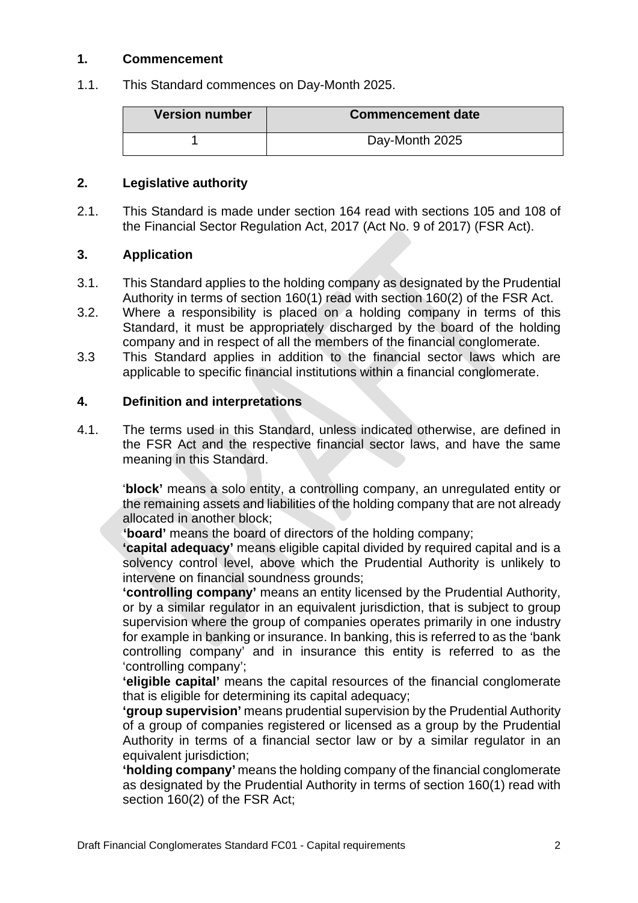## 1. Commencement

1.1. This Standard commences on Day-Month 2025.

| Version number | Commencement date |
|---|---|
| 1 | Day-Month 2025 |

## 2. Legislative authority

2.1. This Standard is made under section 164 read with sections 105 and 108 of the Financial Sector Regulation Act, 2017 (Act No. 9 of 2017) (FSR Act).

## 3. Application

3.1. This Standard applies to the holding company as designated by the Prudential Authority in terms of section 160(1) read with section 160(2) of the FSR Act.

3.2. Where a responsibility is placed on a holding company in terms of this Standard, it must be appropriately discharged by the board of the holding company and in respect of all the members of the financial conglomerate.

3.3 This Standard applies in addition to the financial sector laws which are applicable to specific financial institutions within a financial conglomerate.

## 4. Definition and interpretations

4.1. The terms used in this Standard, unless indicated otherwise, are defined in the FSR Act and the respective financial sector laws, and have the same meaning in this Standard.

'**block'** means a solo entity, a controlling company, an unregulated entity or the remaining assets and liabilities of the holding company that are not already allocated in another block;

**'board'** means the board of directors of the holding company;

**'capital adequacy'** means eligible capital divided by required capital and is a solvency control level, above which the Prudential Authority is unlikely to intervene on financial soundness grounds;

**'controlling company'** means an entity licensed by the Prudential Authority, or by a similar regulator in an equivalent jurisdiction, that is subject to group supervision where the group of companies operates primarily in one industry for example in banking or insurance. In banking, this is referred to as the 'bank controlling company' and in insurance this entity is referred to as the 'controlling company';

**'eligible capital'** means the capital resources of the financial conglomerate that is eligible for determining its capital adequacy;

**'group supervision'** means prudential supervision by the Prudential Authority of a group of companies registered or licensed as a group by the Prudential Authority in terms of a financial sector law or by a similar regulator in an equivalent jurisdiction;

**'holding company'** means the holding company of the financial conglomerate as designated by the Prudential Authority in terms of section 160(1) read with section 160(2) of the FSR Act;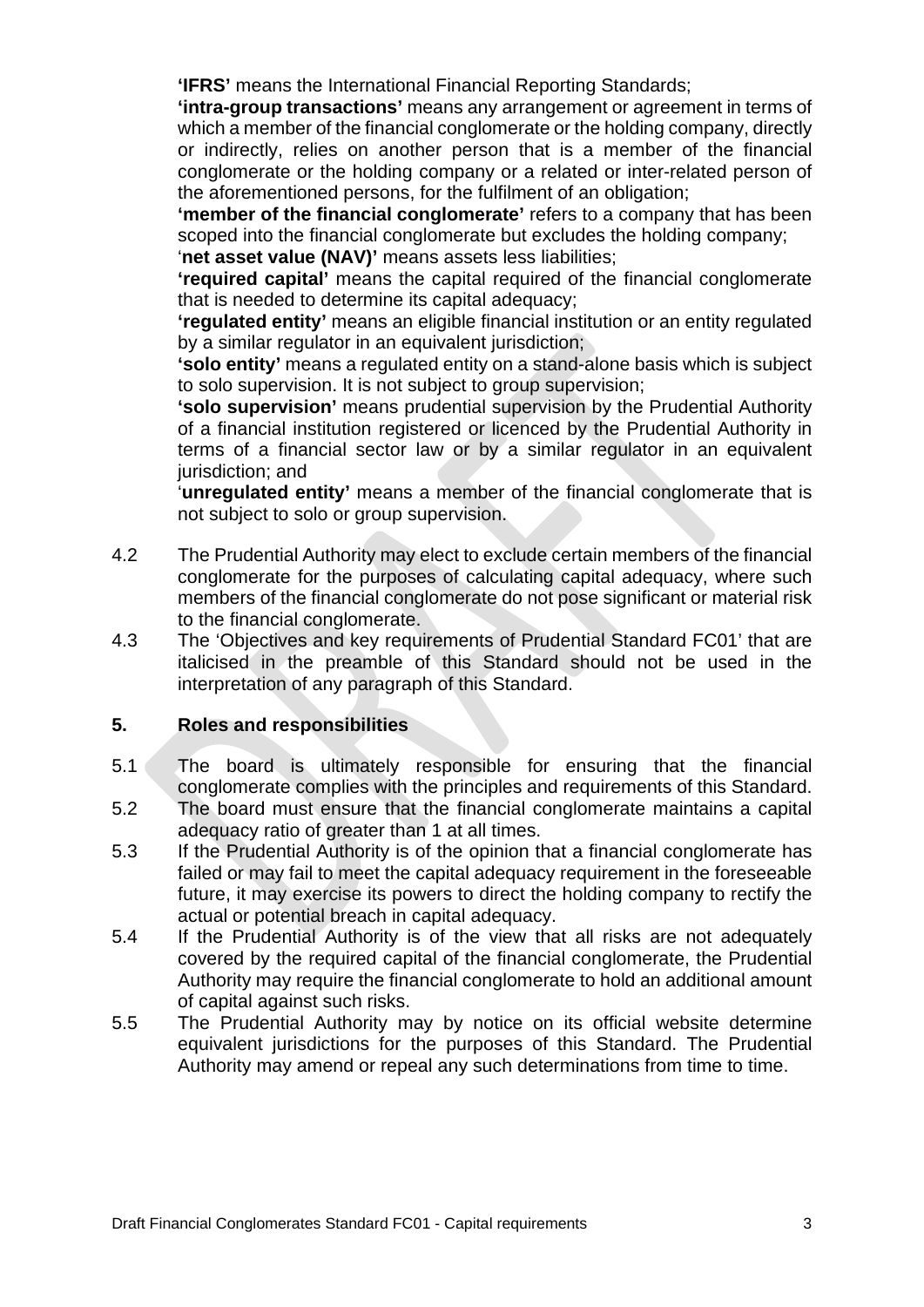**'IFRS'** means the International Financial Reporting Standards;

**'intra-group transactions'** means any arrangement or agreement in terms of which a member of the financial conglomerate or the holding company, directly or indirectly, relies on another person that is a member of the financial conglomerate or the holding company or a related or inter-related person of the aforementioned persons, for the fulfilment of an obligation;

**'member of the financial conglomerate'** refers to a company that has been scoped into the financial conglomerate but excludes the holding company;

'**net asset value (NAV)'** means assets less liabilities;

**'required capital'** means the capital required of the financial conglomerate that is needed to determine its capital adequacy;

**'regulated entity'** means an eligible financial institution or an entity regulated by a similar regulator in an equivalent jurisdiction;

**'solo entity'** means a regulated entity on a stand-alone basis which is subject to solo supervision. It is not subject to group supervision;

**'solo supervision'** means prudential supervision by the Prudential Authority of a financial institution registered or licenced by the Prudential Authority in terms of a financial sector law or by a similar regulator in an equivalent jurisdiction; and

'**unregulated entity'** means a member of the financial conglomerate that is not subject to solo or group supervision.

4.2 The Prudential Authority may elect to exclude certain members of the financial conglomerate for the purposes of calculating capital adequacy, where such members of the financial conglomerate do not pose significant or material risk to the financial conglomerate.

4.3 The 'Objectives and key requirements of Prudential Standard FC01' that are italicised in the preamble of this Standard should not be used in the interpretation of any paragraph of this Standard.

## 5. Roles and responsibilities

5.1 The board is ultimately responsible for ensuring that the financial conglomerate complies with the principles and requirements of this Standard.

5.2 The board must ensure that the financial conglomerate maintains a capital adequacy ratio of greater than 1 at all times.

5.3 If the Prudential Authority is of the opinion that a financial conglomerate has failed or may fail to meet the capital adequacy requirement in the foreseeable future, it may exercise its powers to direct the holding company to rectify the actual or potential breach in capital adequacy.

5.4 If the Prudential Authority is of the view that all risks are not adequately covered by the required capital of the financial conglomerate, the Prudential Authority may require the financial conglomerate to hold an additional amount of capital against such risks.

5.5 The Prudential Authority may by notice on its official website determine equivalent jurisdictions for the purposes of this Standard. The Prudential Authority may amend or repeal any such determinations from time to time.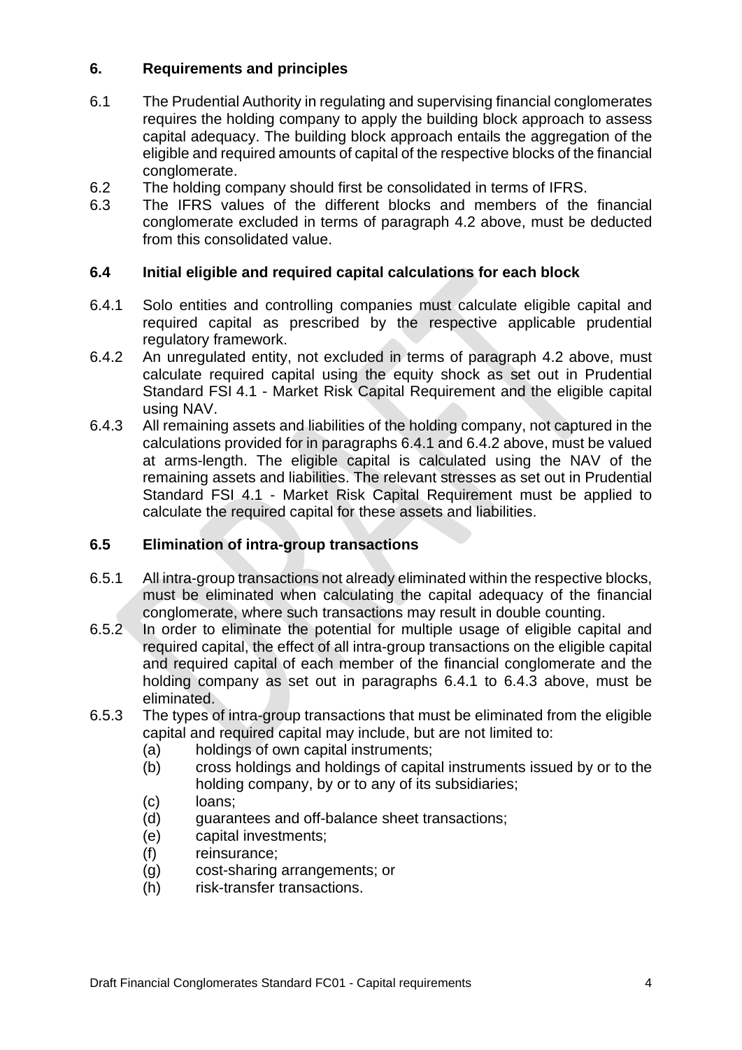## 6. Requirements and principles

6.1 The Prudential Authority in regulating and supervising financial conglomerates requires the holding company to apply the building block approach to assess capital adequacy. The building block approach entails the aggregation of the eligible and required amounts of capital of the respective blocks of the financial conglomerate.

6.2 The holding company should first be consolidated in terms of IFRS.

6.3 The IFRS values of the different blocks and members of the financial conglomerate excluded in terms of paragraph 4.2 above, must be deducted from this consolidated value.

### 6.4 Initial eligible and required capital calculations for each block

6.4.1 Solo entities and controlling companies must calculate eligible capital and required capital as prescribed by the respective applicable prudential regulatory framework.

6.4.2 An unregulated entity, not excluded in terms of paragraph 4.2 above, must calculate required capital using the equity shock as set out in Prudential Standard FSI 4.1 - Market Risk Capital Requirement and the eligible capital using NAV.

6.4.3 All remaining assets and liabilities of the holding company, not captured in the calculations provided for in paragraphs 6.4.1 and 6.4.2 above, must be valued at arms-length. The eligible capital is calculated using the NAV of the remaining assets and liabilities. The relevant stresses as set out in Prudential Standard FSI 4.1 - Market Risk Capital Requirement must be applied to calculate the required capital for these assets and liabilities.

### 6.5 Elimination of intra-group transactions

6.5.1 All intra-group transactions not already eliminated within the respective blocks, must be eliminated when calculating the capital adequacy of the financial conglomerate, where such transactions may result in double counting.

6.5.2 In order to eliminate the potential for multiple usage of eligible capital and required capital, the effect of all intra-group transactions on the eligible capital and required capital of each member of the financial conglomerate and the holding company as set out in paragraphs 6.4.1 to 6.4.3 above, must be eliminated.

6.5.3 The types of intra-group transactions that must be eliminated from the eligible capital and required capital may include, but are not limited to:

- (a) holdings of own capital instruments;
- (b) cross holdings and holdings of capital instruments issued by or to the holding company, by or to any of its subsidiaries;
- (c) loans;
- (d) guarantees and off-balance sheet transactions;
- (e) capital investments;
- (f) reinsurance;
- (g) cost-sharing arrangements; or
- (h) risk-transfer transactions.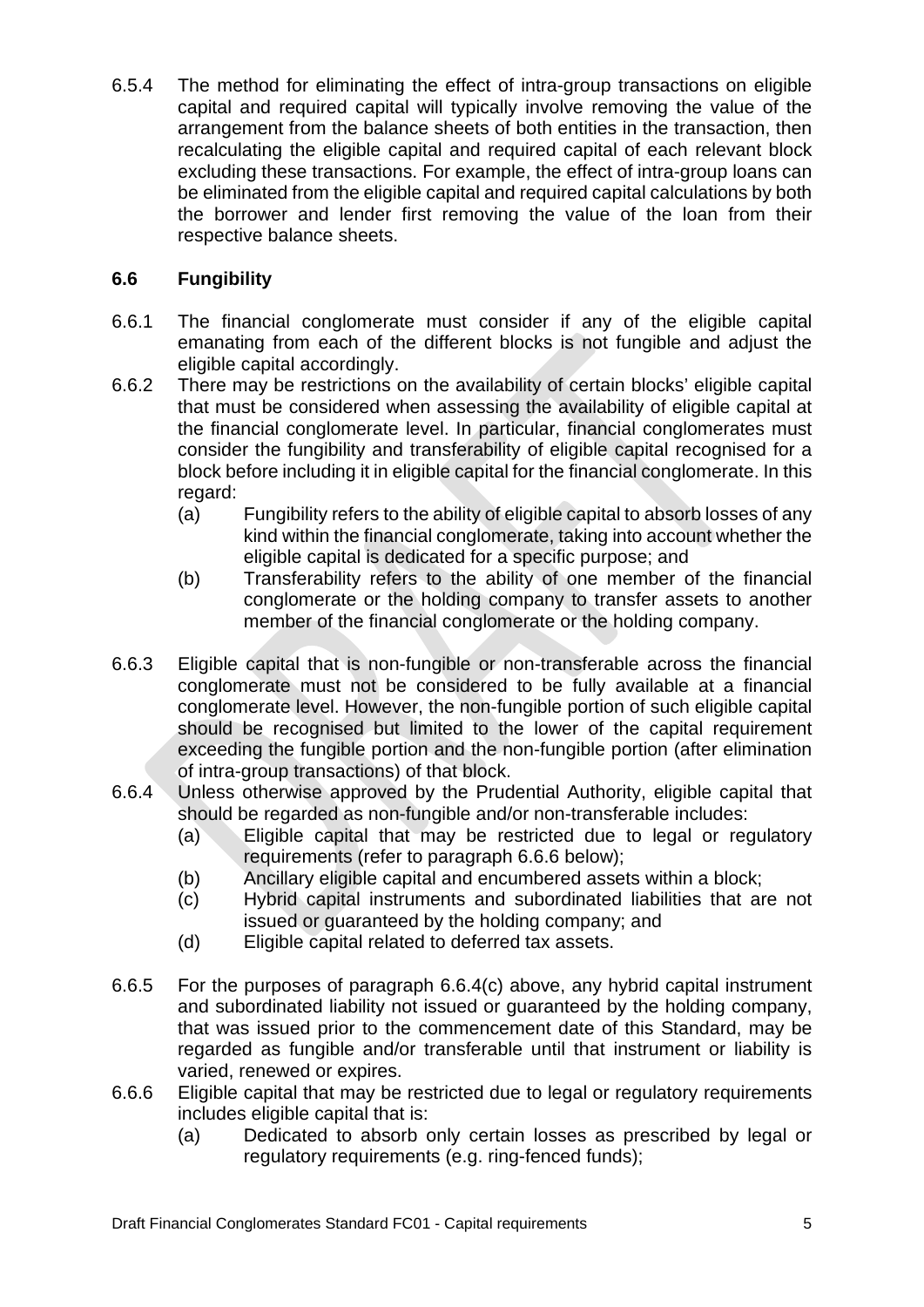6.5.4 The method for eliminating the effect of intra-group transactions on eligible capital and required capital will typically involve removing the value of the arrangement from the balance sheets of both entities in the transaction, then recalculating the eligible capital and required capital of each relevant block excluding these transactions. For example, the effect of intra-group loans can be eliminated from the eligible capital and required capital calculations by both the borrower and lender first removing the value of the loan from their respective balance sheets.

### 6.6 Fungibility

6.6.1 The financial conglomerate must consider if any of the eligible capital emanating from each of the different blocks is not fungible and adjust the eligible capital accordingly.

6.6.2 There may be restrictions on the availability of certain blocks' eligible capital that must be considered when assessing the availability of eligible capital at the financial conglomerate level. In particular, financial conglomerates must consider the fungibility and transferability of eligible capital recognised for a block before including it in eligible capital for the financial conglomerate. In this regard:

- (a) Fungibility refers to the ability of eligible capital to absorb losses of any kind within the financial conglomerate, taking into account whether the eligible capital is dedicated for a specific purpose; and
- (b) Transferability refers to the ability of one member of the financial conglomerate or the holding company to transfer assets to another member of the financial conglomerate or the holding company.

6.6.3 Eligible capital that is non-fungible or non-transferable across the financial conglomerate must not be considered to be fully available at a financial conglomerate level. However, the non-fungible portion of such eligible capital should be recognised but limited to the lower of the capital requirement exceeding the fungible portion and the non-fungible portion (after elimination of intra-group transactions) of that block.

6.6.4 Unless otherwise approved by the Prudential Authority, eligible capital that should be regarded as non-fungible and/or non-transferable includes:

- (a) Eligible capital that may be restricted due to legal or regulatory requirements (refer to paragraph 6.6.6 below);
- (b) Ancillary eligible capital and encumbered assets within a block;
- (c) Hybrid capital instruments and subordinated liabilities that are not issued or guaranteed by the holding company; and
- (d) Eligible capital related to deferred tax assets.

6.6.5 For the purposes of paragraph 6.6.4(c) above, any hybrid capital instrument and subordinated liability not issued or guaranteed by the holding company, that was issued prior to the commencement date of this Standard, may be regarded as fungible and/or transferable until that instrument or liability is varied, renewed or expires.

6.6.6 Eligible capital that may be restricted due to legal or regulatory requirements includes eligible capital that is:

- (a) Dedicated to absorb only certain losses as prescribed by legal or regulatory requirements (e.g. ring-fenced funds);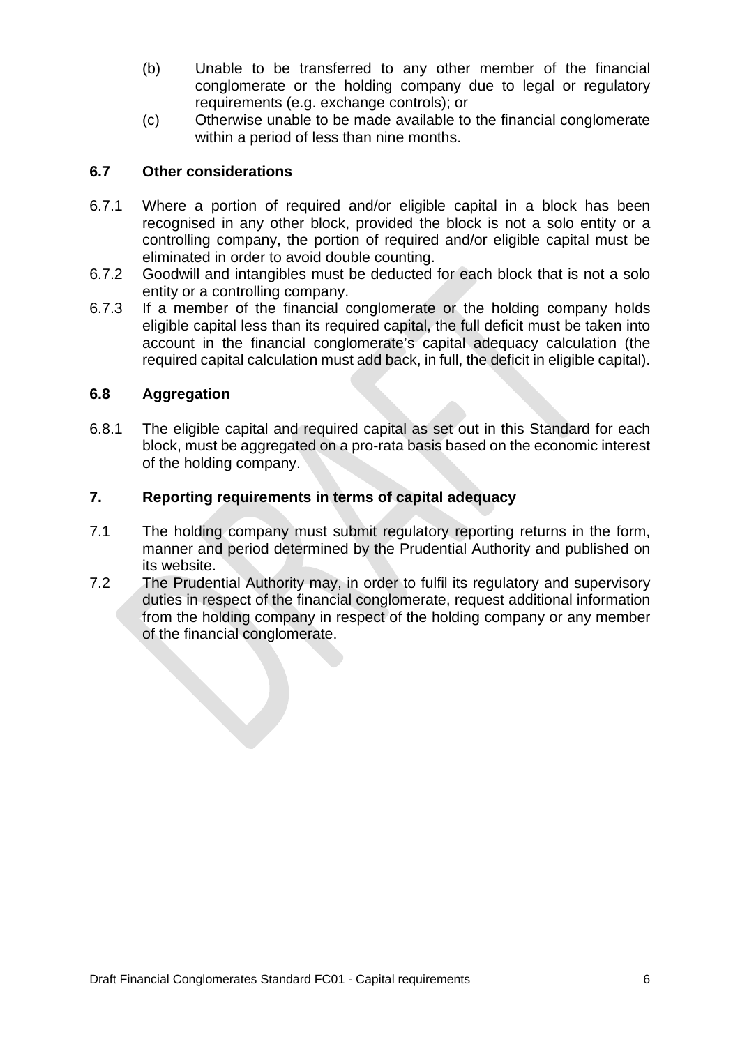(b) Unable to be transferred to any other member of the financial conglomerate or the holding company due to legal or regulatory requirements (e.g. exchange controls); or

(c) Otherwise unable to be made available to the financial conglomerate within a period of less than nine months.

### 6.7 Other considerations

6.7.1 Where a portion of required and/or eligible capital in a block has been recognised in any other block, provided the block is not a solo entity or a controlling company, the portion of required and/or eligible capital must be eliminated in order to avoid double counting.

6.7.2 Goodwill and intangibles must be deducted for each block that is not a solo entity or a controlling company.

6.7.3 If a member of the financial conglomerate or the holding company holds eligible capital less than its required capital, the full deficit must be taken into account in the financial conglomerate's capital adequacy calculation (the required capital calculation must add back, in full, the deficit in eligible capital).

### 6.8 Aggregation

6.8.1 The eligible capital and required capital as set out in this Standard for each block, must be aggregated on a pro-rata basis based on the economic interest of the holding company.

## 7. Reporting requirements in terms of capital adequacy

7.1 The holding company must submit regulatory reporting returns in the form, manner and period determined by the Prudential Authority and published on its website.

7.2 The Prudential Authority may, in order to fulfil its regulatory and supervisory duties in respect of the financial conglomerate, request additional information from the holding company in respect of the holding company or any member of the financial conglomerate.